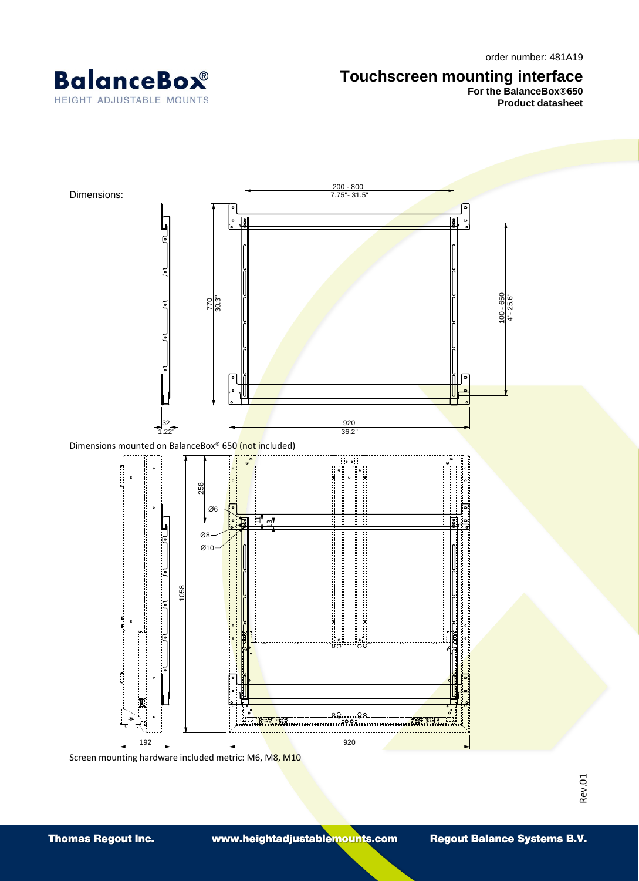order number: 481A19

**BalanceBox®**
HEIGHT ADJUSTABLE MOUNTS

# Touchscreen mounting interface

**For the BalanceBox®650**
**Product datasheet**

Dimensions:

200 - 800
7.75"- 31.5"

770
30.3"

100 - 650
4"- 25.6"

32
1.22"

920
36.2"

Dimensions mounted on BalanceBox® 650 (not included)

258

Ø6

Ø8

Ø10

13

1058

192

920

Screen mounting hardware included metric: M6, M8, M10

Rev.01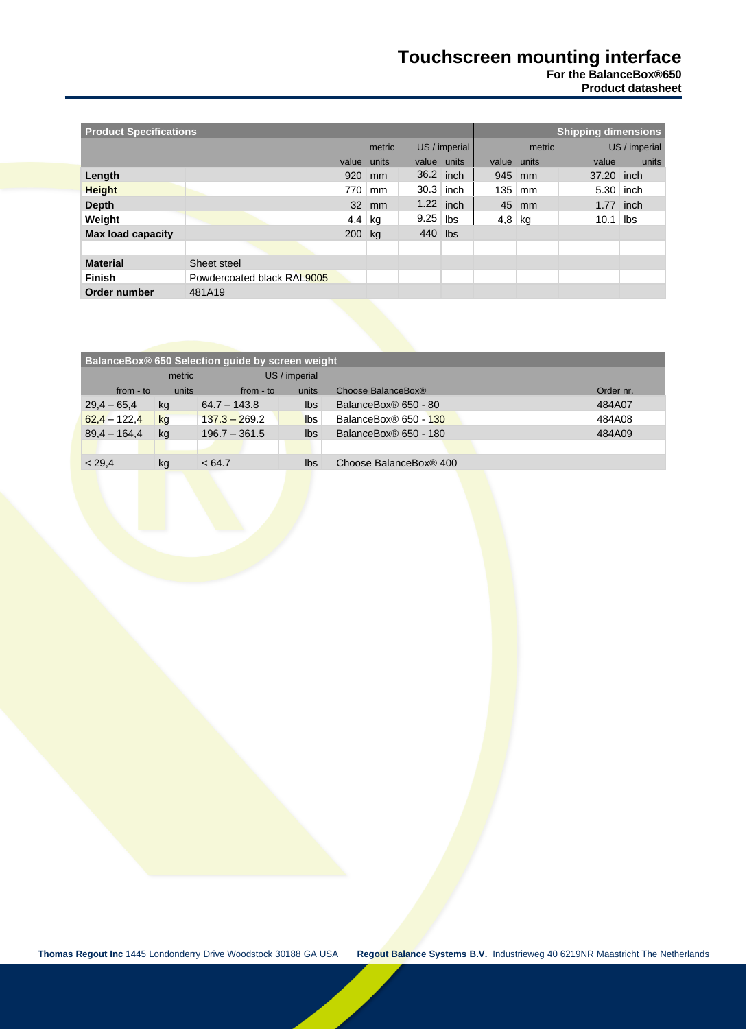# Touchscreen mounting interface

**For the BalanceBox®650**

**Product datasheet**

| Product Specifications | | | | | | Shipping dimensions | | | |
|---|---|---|---|---|---|---|---|---|---|
| | | metric | | US / imperial | | metric | | US / imperial | |
| | | value | units | value | units | value | units | value | units |
| **Length** | | 920 | mm | 36.2 | inch | 945 | mm | 37.20 | inch |
| **Height** | | 770 | mm | 30.3 | inch | 135 | mm | 5.30 | inch |
| **Depth** | | 32 | mm | 1.22 | inch | 45 | mm | 1.77 | inch |
| **Weight** | | 4,4 | kg | 9.25 | lbs | 4,8 | kg | 10.1 | lbs |
| **Max load capacity** | | 200 | kg | 440 | lbs | | | | |
| | | | | | | | | | |
| **Material** | Sheet steel | | | | | | | | |
| **Finish** | Powdercoated black RAL9005 | | | | | | | | |
| **Order number** | 481A19 | | | | | | | | |

| BalanceBox® 650 Selection guide by screen weight | | | | | |
|---|---|---|---|---|---|
| metric | | US / imperial | | | |
| from - to | units | from - to | units | Choose BalanceBox® | Order nr. |
| 29,4 – 65,4 | kg | 64.7 – 143.8 | lbs | BalanceBox® 650 - 80 | 484A07 |
| 62,4 – 122,4 | kg | 137.3 – 269.2 | lbs | BalanceBox® 650 - 130 | 484A08 |
| 89,4 – 164,4 | kg | 196.7 – 361.5 | lbs | BalanceBox® 650 - 180 | 484A09 |
| | | | | | |
| < 29,4 | kg | < 64.7 | lbs | Choose BalanceBox® 400 | |

**Thomas Regout Inc** 1445 Londonderry Drive Woodstock 30188 GA USA **Regout Balance Systems B.V.** Industrieweg 40 6219NR Maastricht The Netherlands